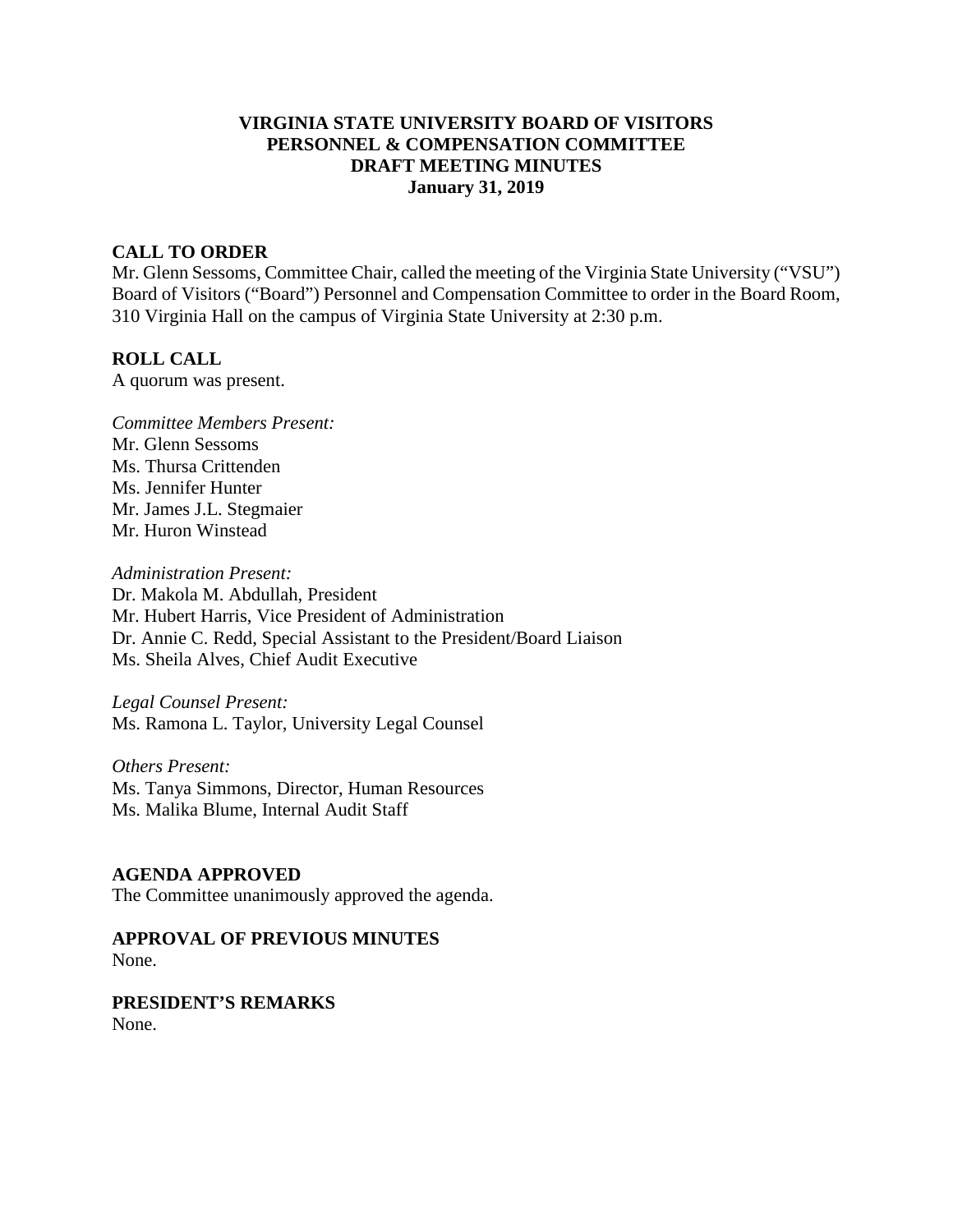# VIRGINIA STATE UNIVERSITY BOARD OF VISITORS
# PERSONNEL & COMPENSATION COMMITTEE
# DRAFT MEETING MINUTES
# January 31, 2019

## CALL TO ORDER

Mr. Glenn Sessoms, Committee Chair, called the meeting of the Virginia State University ("VSU") Board of Visitors ("Board") Personnel and Compensation Committee to order in the Board Room, 310 Virginia Hall on the campus of Virginia State University at 2:30 p.m.

## ROLL CALL

A quorum was present.

*Committee Members Present:*
Mr. Glenn Sessoms
Ms. Thursa Crittenden
Ms. Jennifer Hunter
Mr. James J.L. Stegmaier
Mr. Huron Winstead

*Administration Present:*
Dr. Makola M. Abdullah, President
Mr. Hubert Harris, Vice President of Administration
Dr. Annie C. Redd, Special Assistant to the President/Board Liaison
Ms. Sheila Alves, Chief Audit Executive

*Legal Counsel Present:*
Ms. Ramona L. Taylor, University Legal Counsel

*Others Present:*
Ms. Tanya Simmons, Director, Human Resources
Ms. Malika Blume, Internal Audit Staff

## AGENDA APPROVED

The Committee unanimously approved the agenda.

## APPROVAL OF PREVIOUS MINUTES

None.

## PRESIDENT'S REMARKS

None.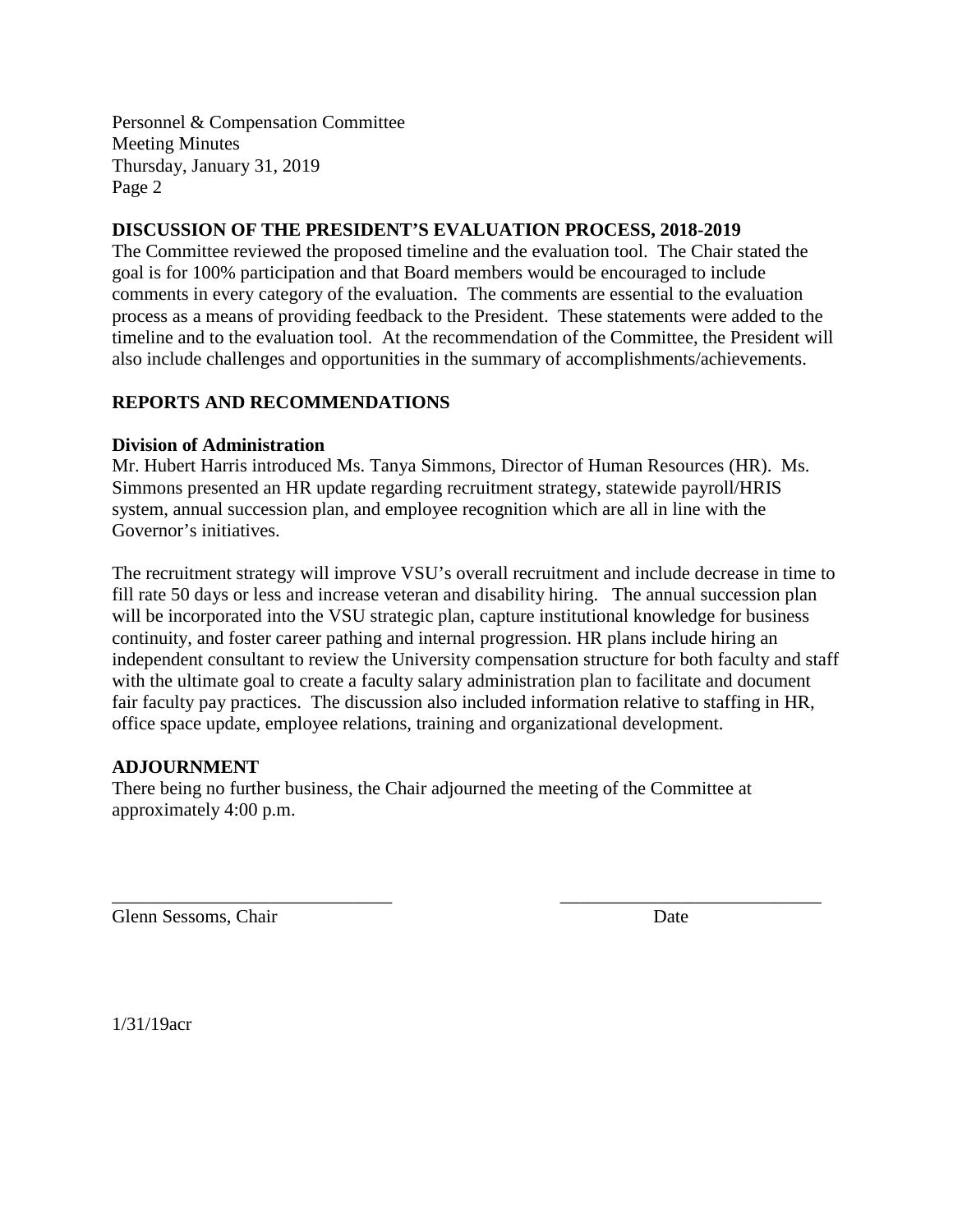## DISCUSSION OF THE PRESIDENT'S EVALUATION PROCESS, 2018-2019

The Committee reviewed the proposed timeline and the evaluation tool. The Chair stated the goal is for 100% participation and that Board members would be encouraged to include comments in every category of the evaluation. The comments are essential to the evaluation process as a means of providing feedback to the President. These statements were added to the timeline and to the evaluation tool. At the recommendation of the Committee, the President will also include challenges and opportunities in the summary of accomplishments/achievements.

## REPORTS AND RECOMMENDATIONS

### Division of Administration

Mr. Hubert Harris introduced Ms. Tanya Simmons, Director of Human Resources (HR). Ms. Simmons presented an HR update regarding recruitment strategy, statewide payroll/HRIS system, annual succession plan, and employee recognition which are all in line with the Governor's initiatives.

The recruitment strategy will improve VSU's overall recruitment and include decrease in time to fill rate 50 days or less and increase veteran and disability hiring. The annual succession plan will be incorporated into the VSU strategic plan, capture institutional knowledge for business continuity, and foster career pathing and internal progression. HR plans include hiring an independent consultant to review the University compensation structure for both faculty and staff with the ultimate goal to create a faculty salary administration plan to facilitate and document fair faculty pay practices. The discussion also included information relative to staffing in HR, office space update, employee relations, training and organizational development.

## ADJOURNMENT

There being no further business, the Chair adjourned the meeting of the Committee at approximately 4:00 p.m.

______________________________ ______________________________
Glenn Sessoms, Chair Date

1/31/19acr